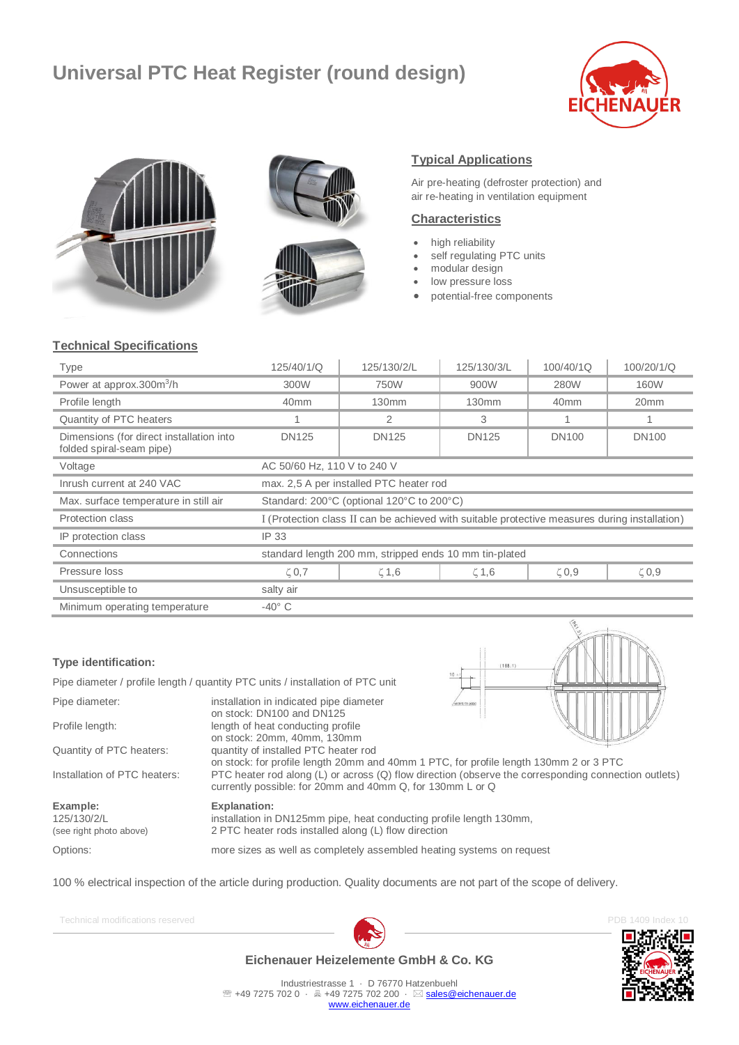# Universal PTC Heat Register (round design)

## Typical Applications

Air pre-heating (defroster protection) and air re-heating in ventilation equipment

## Characteristics

- high reliability
- self regulating PTC units
- modular design
- low pressure loss
- potential-free components

## Technical Specifications

| Type | 125/40/1/Q | 125/130/2/L | 125/130/3/L | 100/40/1Q | 100/20/1/Q |
|---|---|---|---|---|---|
| Power at approx.300m³/h | 300W | 750W | 900W | 280W | 160W |
| Profile length | 40mm | 130mm | 130mm | 40mm | 20mm |
| Quantity of PTC heaters | 1 | 2 | 3 | 1 | 1 |
| Dimensions (for direct installation into folded spiral-seam pipe) | DN125 | DN125 | DN125 | DN100 | DN100 |
| Voltage | AC 50/60 Hz, 110 V to 240 V | | | | |
| Inrush current at 240 VAC | max. 2,5 A per installed PTC heater rod | | | | |
| Max. surface temperature in still air | Standard: 200°C (optional 120°C to 200°C) | | | | |
| Protection class | I (Protection class II can be achieved with suitable protective measures during installation) | | | | |
| IP protection class | IP 33 | | | | |
| Connections | standard length 200 mm, stripped ends 10 mm tin-plated | | | | |
| Pressure loss | ζ 0,7 | ζ 1,6 | ζ 1,6 | ζ 0,9 | ζ 0,9 |
| Unsusceptible to | salty air | | | | |
| Minimum operating temperature | -40° C | | | | |

### Type identification:

Pipe diameter / profile length / quantity PTC units / installation of PTC unit

| | |
|---|---|
| Pipe diameter: | installation in indicated pipe diameter<br>on stock: DN100 and DN125 |
| Profile length: | length of heat conducting profile<br>on stock: 20mm, 40mm, 130mm |
| Quantity of PTC heaters: | quantity of installed PTC heater rod<br>on stock: for profile length 20mm and 40mm 1 PTC, for profile length 130mm 2 or 3 PTC |
| Installation of PTC heaters: | PTC heater rod along (L) or across (Q) flow direction (observe the corresponding connection outlets)<br>currently possible: for 20mm and 40mm Q, for 130mm L or Q |
| **Example:**<br>125/130/2/L<br>(see right photo above) | **Explanation:**<br>installation in DN125mm pipe, heat conducting profile length 130mm,<br>2 PTC heater rods installed along (L) flow direction |
| Options: | more sizes as well as completely assembled heating systems on request |

100 % electrical inspection of the article during production. Quality documents are not part of the scope of delivery.

Technical modifications reserved

PDB 1409 Index 10

**Eichenauer Heizelemente GmbH & Co. KG**

Industriestrasse 1 · D 76770 Hatzenbuehl
☏ +49 7275 702 0 · 🖷 +49 7275 702 200 · ✉ sales@eichenauer.de
www.eichenauer.de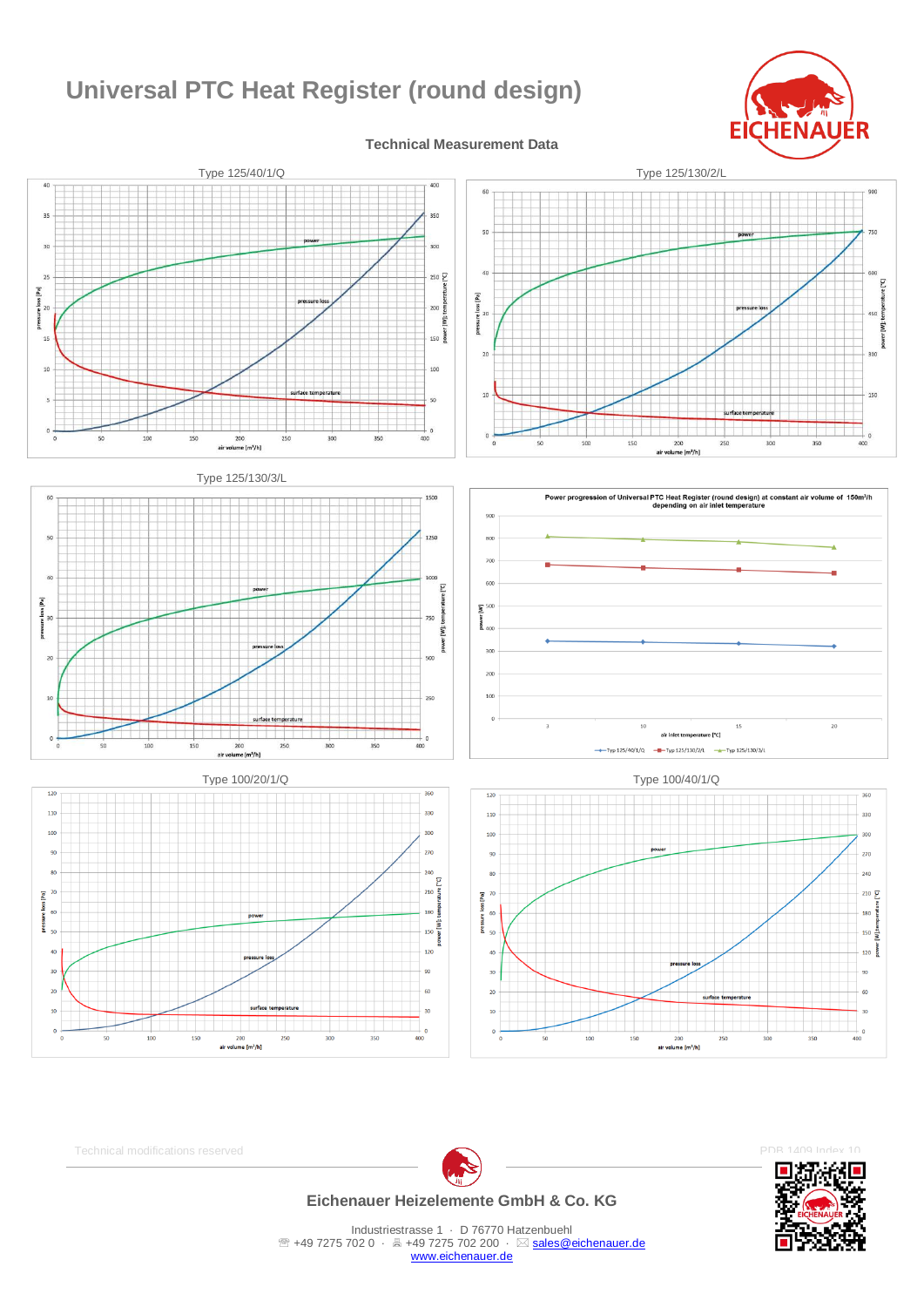# Universal PTC Heat Register (round design)

EICHENAUER

**Technical Measurement Data**

Type 125/40/1/Q

40
35
30
25
20
15
10
5
0

0 50 100 150 200 250 300 350 400

air volume [m³/h]

pressure loss [Pa]

power [W]; temperature [°C]

400
350
300
250
200
150
100
50
0

power

pressure loss

surface temperature

Type 125/130/2/L

60
50
40
30
20
10
0

0 50 100 150 200 250 300 350 400

air volume [m³/h]

pressure loss [Pa]

power [W]; temperature [°C]

900
750
600
450
300
150
0

power

pressure loss

surface temperature

Type 125/130/3/L

60
50
40
30
20
10
0

0 50 100 150 200 250 300 350 400

air volume [m³/h]

pressure loss [Pa]

power [W]; temperature [°C]

1500
1250
1000
750
500
250
0

power

pressure loss

surface temperature

Power progression of Universal PTC Heat Register (round design) at constant air volume of 150m³/h depending on air inlet temperature

900
800
700
600
500
400
300
200
100
0

power [W]

3 10 15 20

air inlet temperature [°C]

Typ 125/40/1/Q
Typ 125/130/2/L
Typ 125/130/3/L

Type 100/20/1/Q

120
110
100
90
80
70
60
50
40
30
20
10
0

0 50 100 150 200 250 300 350 400

air volume [m³/h]

pressure loss [Pa]

power [W]; temperature [°C]

360
330
300
270
240
210
180
150
120
90
60
30
0

power

pressure loss

surface temperature

Type 100/40/1/Q

120
110
100
90
80
70
60
50
40
30
20
10
0

0 50 100 150 200 250 300 350 400

air volume [m³/h]

pressure loss [Pa]

power [W]; temperature [°C]

360
330
300
270
240
210
180
150
120
90
60
30
0

power

pressure loss

surface temperature

Technical modifications reserved

PDB 1409 Index 10

**Eichenauer Heizelemente GmbH & Co. KG**

Industriestrasse 1 · D 76770 Hatzenbuehl

+49 7275 702 0 · +49 7275 702 200 · sales@eichenauer.de

www.eichenauer.de